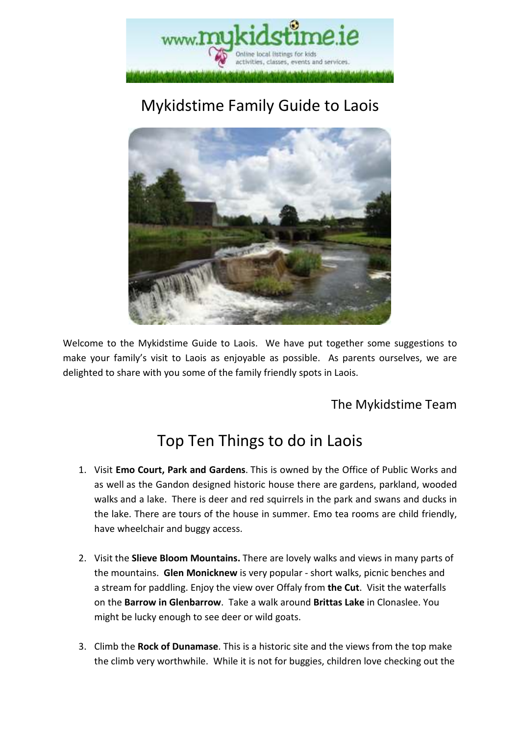# Mykidstime Family Guide to Laois

Welcome to the Mykidstime Guide to Laois. We have put together some suggestions to make your family's visit to Laois as enjoyable as possible. As parents ourselves, we are delighted to share with you some of the family friendly spots in Laois.

The Mykidstime Team

## Top Ten Things to do in Laois

1. Visit **Emo Court, Park and Gardens**. This is owned by the Office of Public Works and as well as the Gandon designed historic house there are gardens, parkland, wooded walks and a lake. There is deer and red squirrels in the park and swans and ducks in the lake. There are tours of the house in summer. Emo tea rooms are child friendly, have wheelchair and buggy access.

2. Visit the **Slieve Bloom Mountains.** There are lovely walks and views in many parts of the mountains. **Glen Monicknew** is very popular - short walks, picnic benches and a stream for paddling. Enjoy the view over Offaly from **the Cut**. Visit the waterfalls on the **Barrow in Glenbarrow**. Take a walk around **Brittas Lake** in Clonaslee. You might be lucky enough to see deer or wild goats.

3. Climb the **Rock of Dunamase**. This is a historic site and the views from the top make the climb very worthwhile. While it is not for buggies, children love checking out the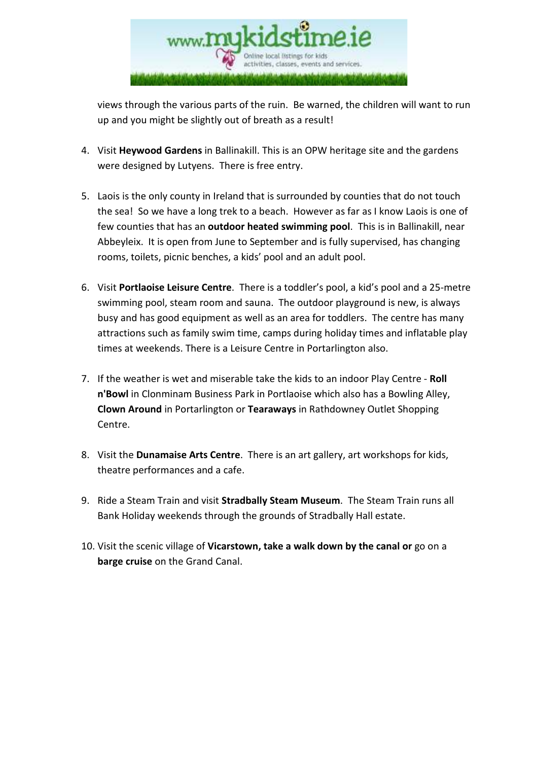views through the various parts of the ruin. Be warned, the children will want to run up and you might be slightly out of breath as a result!

4. Visit **Heywood Gardens** in Ballinakill. This is an OPW heritage site and the gardens were designed by Lutyens. There is free entry.

5. Laois is the only county in Ireland that is surrounded by counties that do not touch the sea! So we have a long trek to a beach. However as far as I know Laois is one of few counties that has an **outdoor heated swimming pool**. This is in Ballinakill, near Abbeyleix. It is open from June to September and is fully supervised, has changing rooms, toilets, picnic benches, a kids' pool and an adult pool.

6. Visit **Portlaoise Leisure Centre**. There is a toddler's pool, a kid's pool and a 25-metre swimming pool, steam room and sauna. The outdoor playground is new, is always busy and has good equipment as well as an area for toddlers. The centre has many attractions such as family swim time, camps during holiday times and inflatable play times at weekends. There is a Leisure Centre in Portarlington also.

7. If the weather is wet and miserable take the kids to an indoor Play Centre - **Roll n'Bowl** in Clonminam Business Park in Portlaoise which also has a Bowling Alley, **Clown Around** in Portarlington or **Tearaways** in Rathdowney Outlet Shopping Centre.

8. Visit the **Dunamaise Arts Centre**. There is an art gallery, art workshops for kids, theatre performances and a cafe.

9. Ride a Steam Train and visit **Stradbally Steam Museum**. The Steam Train runs all Bank Holiday weekends through the grounds of Stradbally Hall estate.

10. Visit the scenic village of **Vicarstown, take a walk down by the canal or** go on a **barge cruise** on the Grand Canal.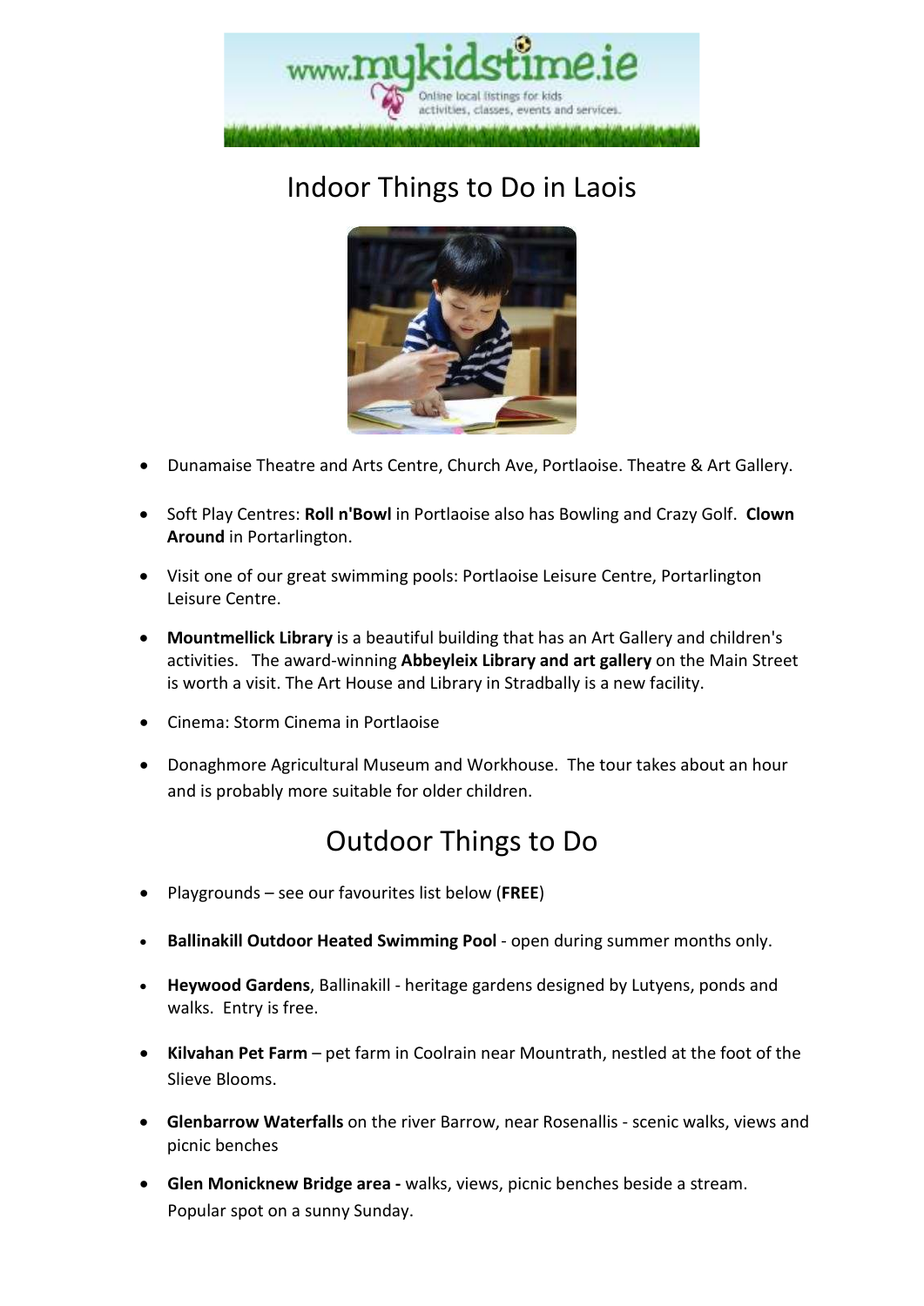# Indoor Things to Do in Laois

- Dunamaise Theatre and Arts Centre, Church Ave, Portlaoise. Theatre & Art Gallery.
- Soft Play Centres: **Roll n'Bowl** in Portlaoise also has Bowling and Crazy Golf. **Clown Around** in Portarlington.
- Visit one of our great swimming pools: Portlaoise Leisure Centre, Portarlington Leisure Centre.
- **Mountmellick Library** is a beautiful building that has an Art Gallery and children's activities. The award-winning **Abbeyleix Library and art gallery** on the Main Street is worth a visit. The Art House and Library in Stradbally is a new facility.
- Cinema: Storm Cinema in Portlaoise
- Donaghmore Agricultural Museum and Workhouse. The tour takes about an hour and is probably more suitable for older children.

# Outdoor Things to Do

- Playgrounds – see our favourites list below (**FREE**)
- **Ballinakill Outdoor Heated Swimming Pool** - open during summer months only.
- **Heywood Gardens**, Ballinakill - heritage gardens designed by Lutyens, ponds and walks. Entry is free.
- **Kilvahan Pet Farm** – pet farm in Coolrain near Mountrath, nestled at the foot of the Slieve Blooms.
- **Glenbarrow Waterfalls** on the river Barrow, near Rosenallis - scenic walks, views and picnic benches
- **Glen Monicknew Bridge area -** walks, views, picnic benches beside a stream. Popular spot on a sunny Sunday.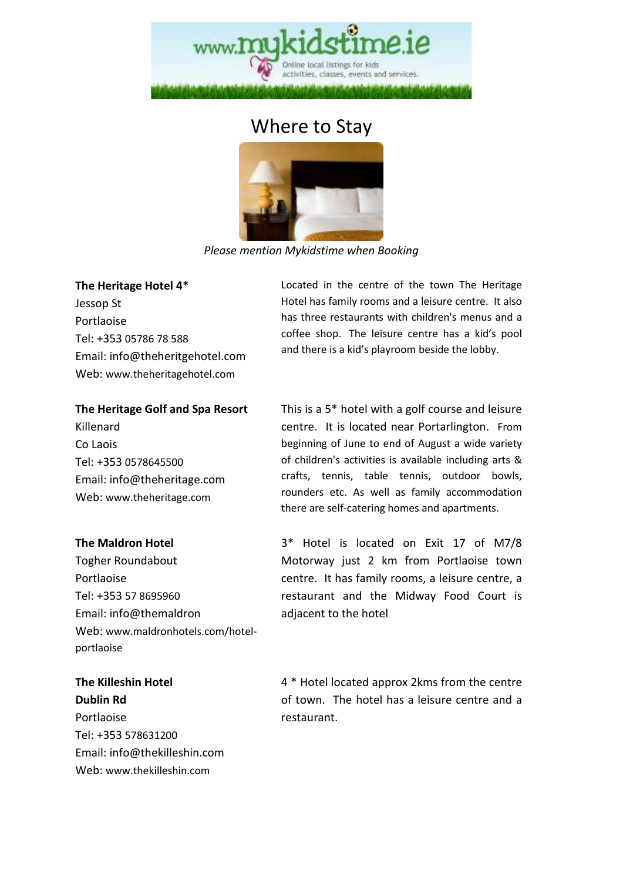# Where to Stay

*Please mention Mykidstime when Booking*

**The Heritage Hotel 4***
Jessop St
Portlaoise
Tel: +353 05786 78 588
Email: info@theheritgehotel.com
Web: www.theheritagehotel.com

Located in the centre of the town The Heritage Hotel has family rooms and a leisure centre. It also has three restaurants with children's menus and a coffee shop. The leisure centre has a kid's pool and there is a kid's playroom beside the lobby.

**The Heritage Golf and Spa Resort**
Killenard
Co Laois
Tel: +353 0578645500
Email: info@theheritage.com
Web: www.theheritage.com

This is a 5* hotel with a golf course and leisure centre. It is located near Portarlington. From beginning of June to end of August a wide variety of children's activities is available including arts & crafts, tennis, table tennis, outdoor bowls, rounders etc. As well as family accommodation there are self-catering homes and apartments.

**The Maldron Hotel**
Togher Roundabout
Portlaoise
Tel: +353 57 8695960
Email: info@themaldron
Web: www.maldronhotels.com/hotel-portlaoise

3* Hotel is located on Exit 17 of M7/8 Motorway just 2 km from Portlaoise town centre. It has family rooms, a leisure centre, a restaurant and the Midway Food Court is adjacent to the hotel

**The Killeshin Hotel**
**Dublin Rd**
Portlaoise
Tel: +353 578631200
Email: info@thekilleshin.com
Web: www.thekilleshin.com

4 * Hotel located approx 2kms from the centre of town. The hotel has a leisure centre and a restaurant.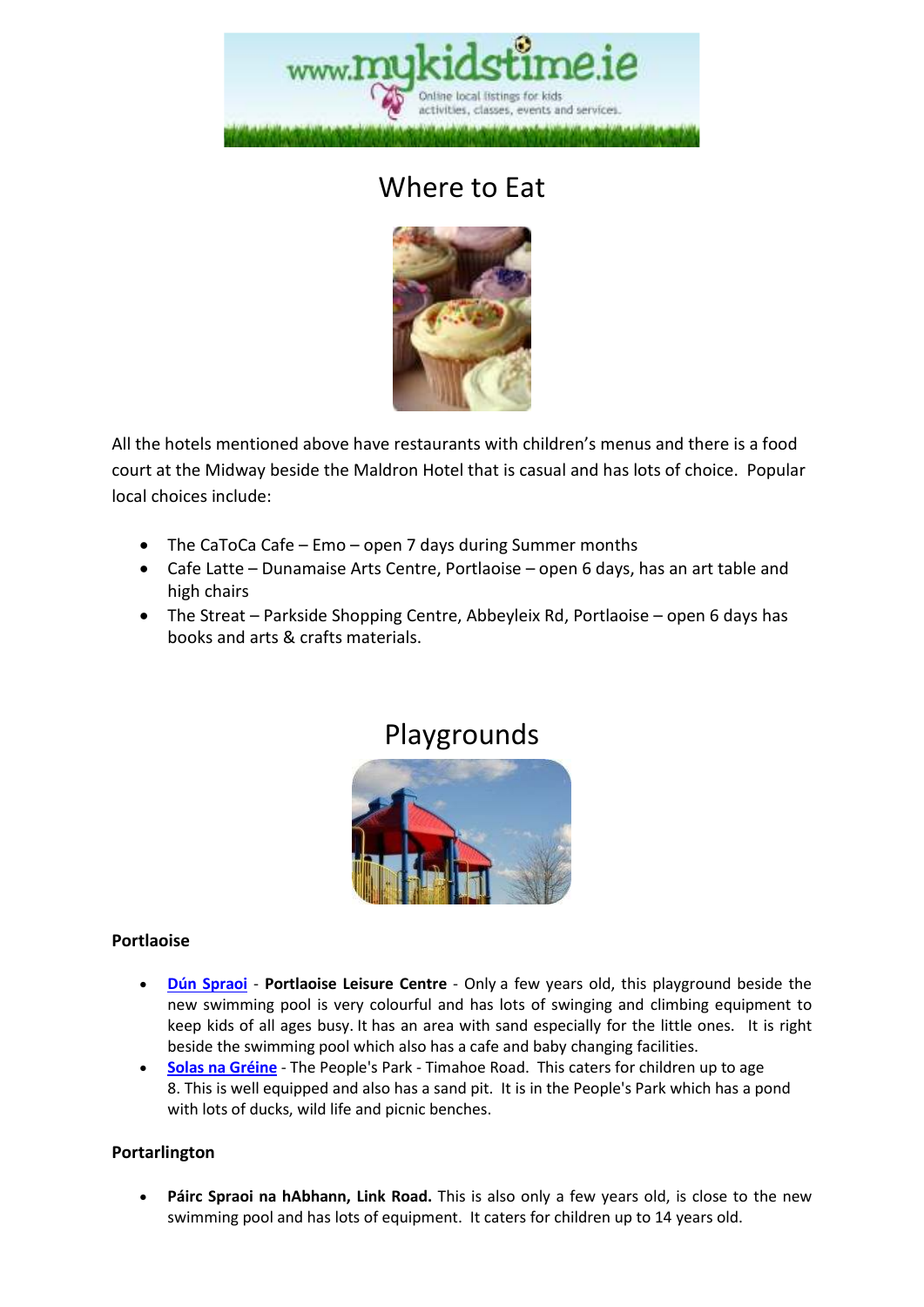# Where to Eat

All the hotels mentioned above have restaurants with children's menus and there is a food court at the Midway beside the Maldron Hotel that is casual and has lots of choice. Popular local choices include:

- The CaToCa Cafe – Emo – open 7 days during Summer months
- Cafe Latte – Dunamaise Arts Centre, Portlaoise – open 6 days, has an art table and high chairs
- The Streat – Parkside Shopping Centre, Abbeyleix Rd, Portlaoise – open 6 days has books and arts & crafts materials.

# Playgrounds

**Portlaoise**

- **Dún Spraoi** - **Portlaoise Leisure Centre** - Only a few years old, this playground beside the new swimming pool is very colourful and has lots of swinging and climbing equipment to keep kids of all ages busy. It has an area with sand especially for the little ones. It is right beside the swimming pool which also has a cafe and baby changing facilities.
- **Solas na Gréine** - The People's Park - Timahoe Road. This caters for children up to age 8. This is well equipped and also has a sand pit. It is in the People's Park which has a pond with lots of ducks, wild life and picnic benches.

**Portarlington**

- **Páirc Spraoi na hAbhann, Link Road.** This is also only a few years old, is close to the new swimming pool and has lots of equipment. It caters for children up to 14 years old.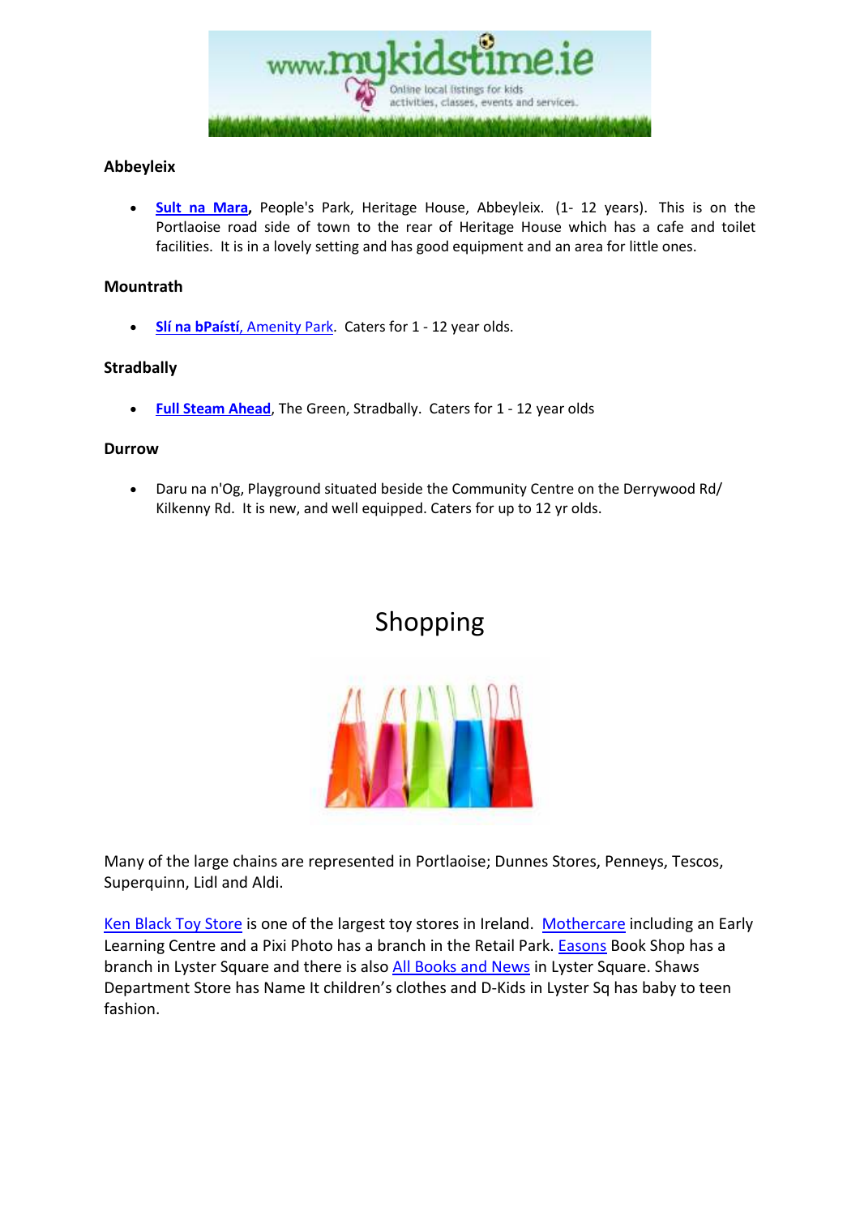**Abbeyleix**

- **Sult na Mara**, People's Park, Heritage House, Abbeyleix. (1- 12 years). This is on the Portlaoise road side of town to the rear of Heritage House which has a cafe and toilet facilities. It is in a lovely setting and has good equipment and an area for little ones.

**Mountrath**

- **Slí na bPaístí**, Amenity Park. Caters for 1 - 12 year olds.

**Stradbally**

- **Full Steam Ahead**, The Green, Stradbally. Caters for 1 - 12 year olds

**Durrow**

- Daru na n'Og, Playground situated beside the Community Centre on the Derrywood Rd/ Kilkenny Rd. It is new, and well equipped. Caters for up to 12 yr olds.

# Shopping

Many of the large chains are represented in Portlaoise; Dunnes Stores, Penneys, Tescos, Superquinn, Lidl and Aldi.

Ken Black Toy Store is one of the largest toy stores in Ireland. Mothercare including an Early Learning Centre and a Pixi Photo has a branch in the Retail Park. Easons Book Shop has a branch in Lyster Square and there is also All Books and News in Lyster Square. Shaws Department Store has Name It children's clothes and D-Kids in Lyster Sq has baby to teen fashion.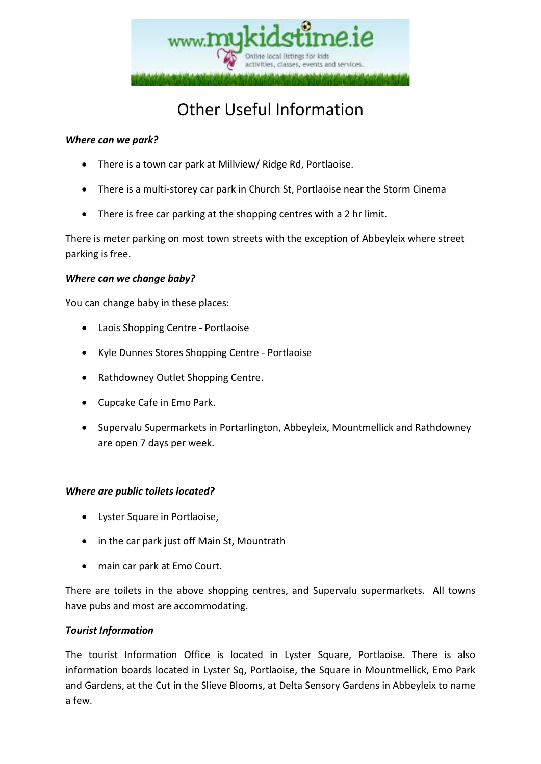# Other Useful Information

***Where can we park?***

- There is a town car park at Millview/ Ridge Rd, Portlaoise.
- There is a multi-storey car park in Church St, Portlaoise near the Storm Cinema
- There is free car parking at the shopping centres with a 2 hr limit.

There is meter parking on most town streets with the exception of Abbeyleix where street parking is free.

***Where can we change baby?***

You can change baby in these places:

- Laois Shopping Centre - Portlaoise
- Kyle Dunnes Stores Shopping Centre - Portlaoise
- Rathdowney Outlet Shopping Centre.
- Cupcake Cafe in Emo Park.
- Supervalu Supermarkets in Portarlington, Abbeyleix, Mountmellick and Rathdowney are open 7 days per week.

***Where are public toilets located?***

- Lyster Square in Portlaoise,
- in the car park just off Main St, Mountrath
- main car park at Emo Court.

There are toilets in the above shopping centres, and Supervalu supermarkets. All towns have pubs and most are accommodating.

***Tourist Information***

The tourist Information Office is located in Lyster Square, Portlaoise. There is also information boards located in Lyster Sq, Portlaoise, the Square in Mountmellick, Emo Park and Gardens, at the Cut in the Slieve Blooms, at Delta Sensory Gardens in Abbeyleix to name a few.